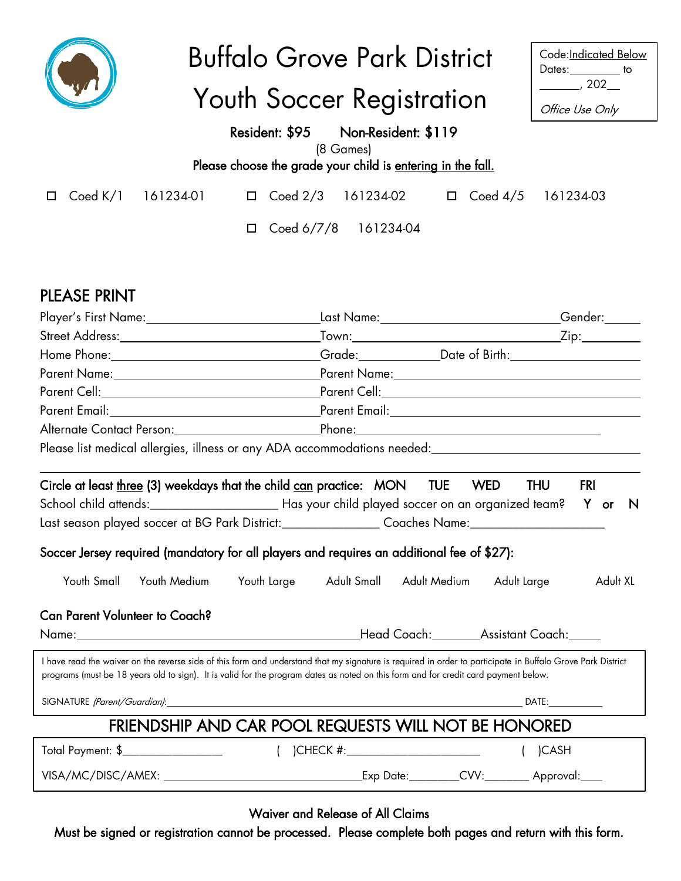# Buffalo Grove Park District

# Youth Soccer Registration

Code: Indicated Below
Dates: ________ to ________, 202__
*Office Use Only*

**Resident: $95 Non-Resident: $119**

(8 Games)

**Please choose the grade your child is entering in the fall.**

☐ Coed K/1 161234-01 ☐ Coed 2/3 161234-02 ☐ Coed 4/5 161234-03

☐ Coed 6/7/8 161234-04

## PLEASE PRINT

Player's First Name: ____________________ Last Name: ____________________ Gender: ______

Street Address: ____________________ Town: ____________________ Zip: ________

Home Phone: ____________________ Grade: __________ Date of Birth: ____________________

Parent Name: ____________________ Parent Name: ____________________

Parent Cell: ____________________ Parent Cell: ____________________

Parent Email: ____________________ Parent Email: ____________________

Alternate Contact Person: ____________________ Phone: ____________________

Please list medical allergies, illness or any ADA accommodations needed: ____________________

**Circle at least three (3) weekdays that the child can practice: MON TUE WED THU FRI**

School child attends: ____________________ Has your child played soccer on an organized team? **Y or N**

Last season played soccer at BG Park District: ______________ Coaches Name: ____________________

**Soccer Jersey required (mandatory for all players and requires an additional fee of $27):**

Youth Small Youth Medium Youth Large Adult Small Adult Medium Adult Large Adult XL

**Can Parent Volunteer to Coach?**

Name: ________________________________________ Head Coach: _______ Assistant Coach: _____

I have read the waiver on the reverse side of this form and understand that my signature is required in order to participate in Buffalo Grove Park District programs (must be 18 years old to sign). It is valid for the program dates as noted on this form and for credit card payment below.

SIGNATURE *(Parent/Guardian)*: ________________________________________ DATE: __________

## FRIENDSHIP AND CAR POOL REQUESTS WILL NOT BE HONORED

Total Payment: $________________ ( )CHECK #: ______________________ ( )CASH

VISA/MC/DISC/AMEX: ______________________________ Exp Date: ________ CVV: _______ Approval: ____

**Waiver and Release of All Claims**

**Must be signed or registration cannot be processed. Please complete both pages and return with this form.**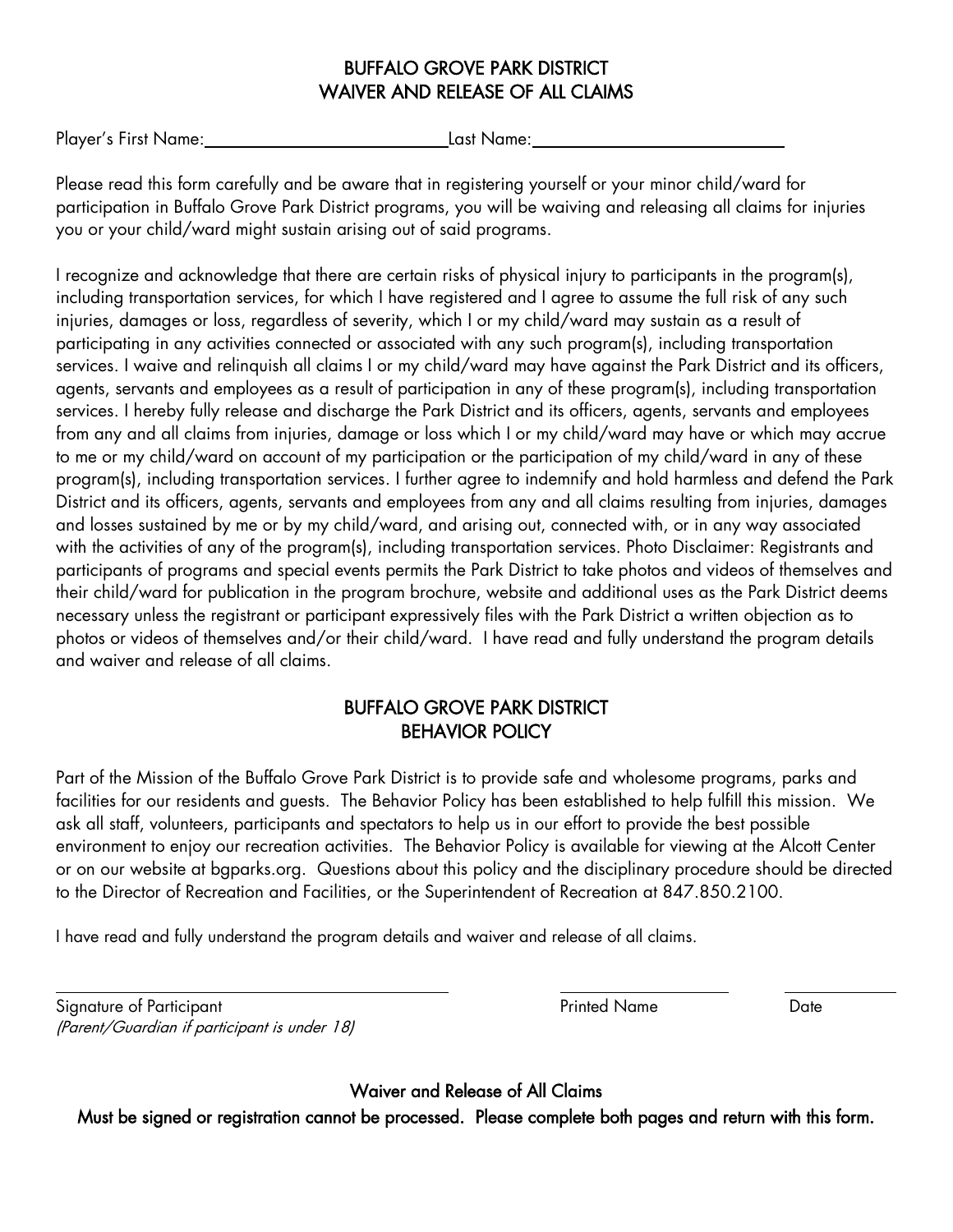## BUFFALO GROVE PARK DISTRICT
## WAIVER AND RELEASE OF ALL CLAIMS

Player's First Name:\_\_\_\_\_\_\_\_\_\_\_\_\_\_\_\_\_\_\_\_\_\_\_\_\_\_ Last Name:\_\_\_\_\_\_\_\_\_\_\_\_\_\_\_\_\_\_\_\_\_\_\_\_\_\_

Please read this form carefully and be aware that in registering yourself or your minor child/ward for participation in Buffalo Grove Park District programs, you will be waiving and releasing all claims for injuries you or your child/ward might sustain arising out of said programs.

I recognize and acknowledge that there are certain risks of physical injury to participants in the program(s), including transportation services, for which I have registered and I agree to assume the full risk of any such injuries, damages or loss, regardless of severity, which I or my child/ward may sustain as a result of participating in any activities connected or associated with any such program(s), including transportation services. I waive and relinquish all claims I or my child/ward may have against the Park District and its officers, agents, servants and employees as a result of participation in any of these program(s), including transportation services. I hereby fully release and discharge the Park District and its officers, agents, servants and employees from any and all claims from injuries, damage or loss which I or my child/ward may have or which may accrue to me or my child/ward on account of my participation or the participation of my child/ward in any of these program(s), including transportation services. I further agree to indemnify and hold harmless and defend the Park District and its officers, agents, servants and employees from any and all claims resulting from injuries, damages and losses sustained by me or by my child/ward, and arising out, connected with, or in any way associated with the activities of any of the program(s), including transportation services. Photo Disclaimer: Registrants and participants of programs and special events permits the Park District to take photos and videos of themselves and their child/ward for publication in the program brochure, website and additional uses as the Park District deems necessary unless the registrant or participant expressively files with the Park District a written objection as to photos or videos of themselves and/or their child/ward. I have read and fully understand the program details and waiver and release of all claims.

## BUFFALO GROVE PARK DISTRICT
## BEHAVIOR POLICY

Part of the Mission of the Buffalo Grove Park District is to provide safe and wholesome programs, parks and facilities for our residents and guests. The Behavior Policy has been established to help fulfill this mission. We ask all staff, volunteers, participants and spectators to help us in our effort to provide the best possible environment to enjoy our recreation activities. The Behavior Policy is available for viewing at the Alcott Center or on our website at bgparks.org. Questions about this policy and the disciplinary procedure should be directed to the Director of Recreation and Facilities, or the Superintendent of Recreation at 847.850.2100.

I have read and fully understand the program details and waiver and release of all claims.

\_\_\_\_\_\_\_\_\_\_\_\_\_\_\_\_\_\_\_\_\_\_\_\_\_\_\_\_\_\_\_\_\_\_\_\_\_\_\_\_ \_\_\_\_\_\_\_\_\_\_\_\_\_\_\_\_\_\_\_\_ \_\_\_\_\_\_\_\_\_\_\_\_

Signature of Participant Printed Name Date
*(Parent/Guardian if participant is under 18)*

**Waiver and Release of All Claims**

**Must be signed or registration cannot be processed. Please complete both pages and return with this form.**